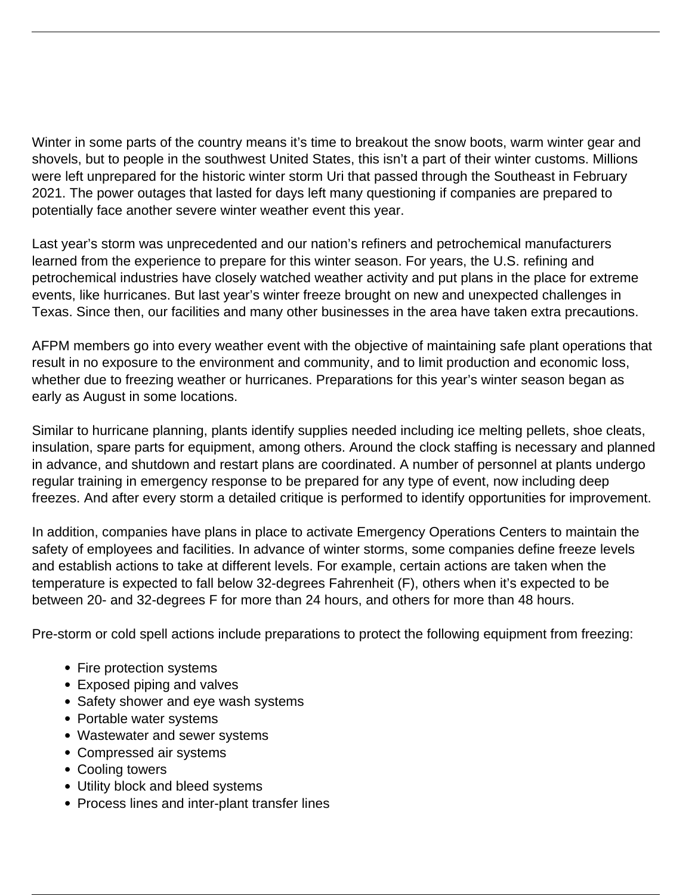Winter in some parts of the country means it's time to breakout the snow boots, warm winter gear and shovels, but to people in the southwest United States, this isn't a part of their winter customs. Millions were left unprepared for the historic winter storm Uri that passed through the Southeast in February 2021. The power outages that lasted for days left many questioning if companies are prepared to potentially face another severe winter weather event this year.

Last year's storm was unprecedented and our nation's refiners and petrochemical manufacturers learned from the experience to prepare for this winter season. For years, the U.S. refining and petrochemical industries have closely watched weather activity and put plans in the place for extreme events, like hurricanes. But last year's winter freeze brought on new and unexpected challenges in Texas. Since then, our facilities and many other businesses in the area have taken extra precautions.

AFPM members go into every weather event with the objective of maintaining safe plant operations that result in no exposure to the environment and community, and to limit production and economic loss, whether due to freezing weather or hurricanes. Preparations for this year's winter season began as early as August in some locations.

Similar to hurricane planning, plants identify supplies needed including ice melting pellets, shoe cleats, insulation, spare parts for equipment, among others. Around the clock staffing is necessary and planned in advance, and shutdown and restart plans are coordinated. A number of personnel at plants undergo regular training in emergency response to be prepared for any type of event, now including deep freezes. And after every storm a detailed critique is performed to identify opportunities for improvement.

In addition, companies have plans in place to activate Emergency Operations Centers to maintain the safety of employees and facilities. In advance of winter storms, some companies define freeze levels and establish actions to take at different levels. For example, certain actions are taken when the temperature is expected to fall below 32-degrees Fahrenheit (F), others when it's expected to be between 20- and 32-degrees F for more than 24 hours, and others for more than 48 hours.

Pre-storm or cold spell actions include preparations to protect the following equipment from freezing:

- Fire protection systems
- Exposed piping and valves
- Safety shower and eye wash systems
- Portable water systems
- Wastewater and sewer systems
- Compressed air systems
- Cooling towers
- Utility block and bleed systems
- Process lines and inter-plant transfer lines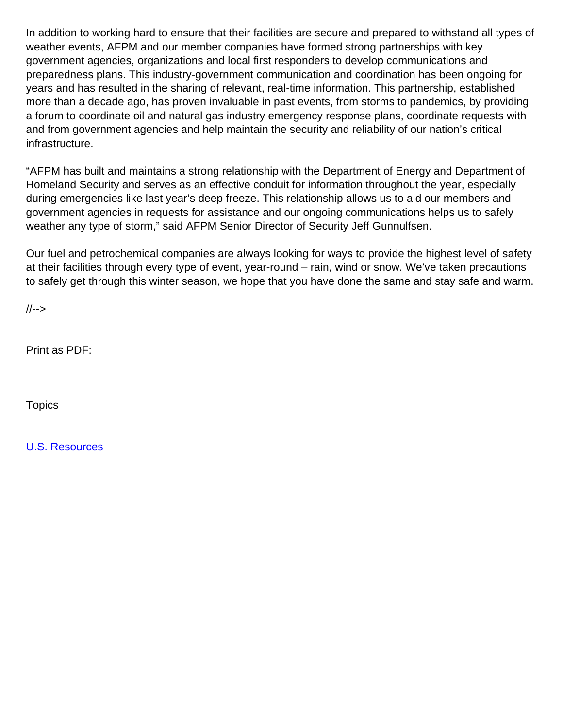In addition to working hard to ensure that their facilities are secure and prepared to withstand all types of weather events, AFPM and our member companies have formed strong partnerships with key government agencies, organizations and local first responders to develop communications and preparedness plans. This industry-government communication and coordination has been ongoing for years and has resulted in the sharing of relevant, real-time information. This partnership, established more than a decade ago, has proven invaluable in past events, from storms to pandemics, by providing a forum to coordinate oil and natural gas industry emergency response plans, coordinate requests with and from government agencies and help maintain the security and reliability of our nation's critical infrastructure.

"AFPM has built and maintains a strong relationship with the Department of Energy and Department of Homeland Security and serves as an effective conduit for information throughout the year, especially during emergencies like last year's deep freeze. This relationship allows us to aid our members and government agencies in requests for assistance and our ongoing communications helps us to safely weather any type of storm," said AFPM Senior Director of Security Jeff Gunnulfsen.

Our fuel and petrochemical companies are always looking for ways to provide the highest level of safety at their facilities through every type of event, year-round – rain, wind or snow. We've taken precautions to safely get through this winter season, we hope that you have done the same and stay safe and warm.

//-->

Print as PDF:

Topics

[U.S. Resources]